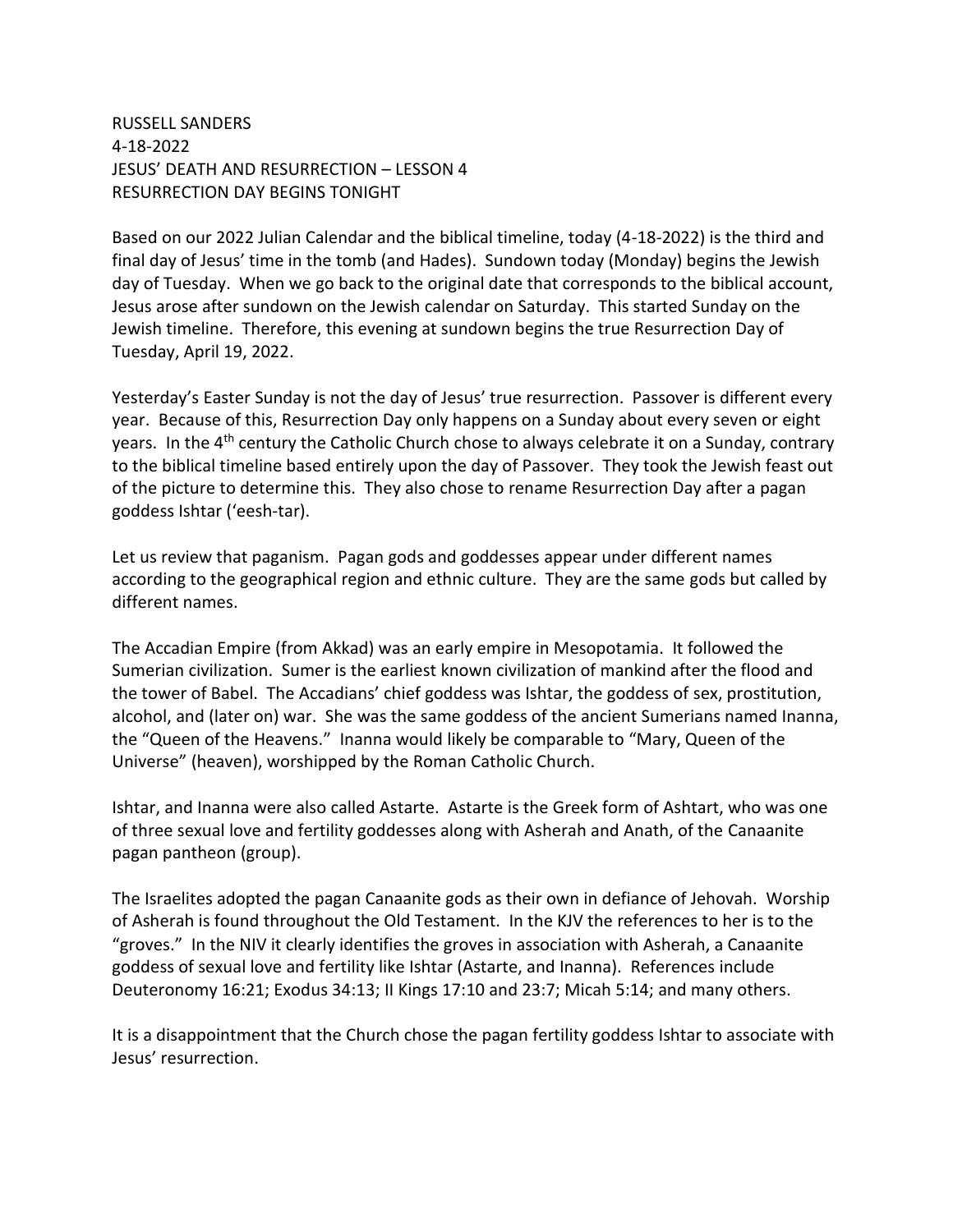RUSSELL SANDERS
4-18-2022
JESUS' DEATH AND RESURRECTION – LESSON 4
RESURRECTION DAY BEGINS TONIGHT

Based on our 2022 Julian Calendar and the biblical timeline, today (4-18-2022) is the third and final day of Jesus' time in the tomb (and Hades). Sundown today (Monday) begins the Jewish day of Tuesday. When we go back to the original date that corresponds to the biblical account, Jesus arose after sundown on the Jewish calendar on Saturday. This started Sunday on the Jewish timeline. Therefore, this evening at sundown begins the true Resurrection Day of Tuesday, April 19, 2022.

Yesterday's Easter Sunday is not the day of Jesus' true resurrection. Passover is different every year. Because of this, Resurrection Day only happens on a Sunday about every seven or eight years. In the 4th century the Catholic Church chose to always celebrate it on a Sunday, contrary to the biblical timeline based entirely upon the day of Passover. They took the Jewish feast out of the picture to determine this. They also chose to rename Resurrection Day after a pagan goddess Ishtar ('eesh-tar).

Let us review that paganism. Pagan gods and goddesses appear under different names according to the geographical region and ethnic culture. They are the same gods but called by different names.

The Accadian Empire (from Akkad) was an early empire in Mesopotamia. It followed the Sumerian civilization. Sumer is the earliest known civilization of mankind after the flood and the tower of Babel. The Accadians' chief goddess was Ishtar, the goddess of sex, prostitution, alcohol, and (later on) war. She was the same goddess of the ancient Sumerians named Inanna, the "Queen of the Heavens." Inanna would likely be comparable to "Mary, Queen of the Universe" (heaven), worshipped by the Roman Catholic Church.

Ishtar, and Inanna were also called Astarte. Astarte is the Greek form of Ashtart, who was one of three sexual love and fertility goddesses along with Asherah and Anath, of the Canaanite pagan pantheon (group).

The Israelites adopted the pagan Canaanite gods as their own in defiance of Jehovah. Worship of Asherah is found throughout the Old Testament. In the KJV the references to her is to the "groves." In the NIV it clearly identifies the groves in association with Asherah, a Canaanite goddess of sexual love and fertility like Ishtar (Astarte, and Inanna). References include Deuteronomy 16:21; Exodus 34:13; II Kings 17:10 and 23:7; Micah 5:14; and many others.

It is a disappointment that the Church chose the pagan fertility goddess Ishtar to associate with Jesus' resurrection.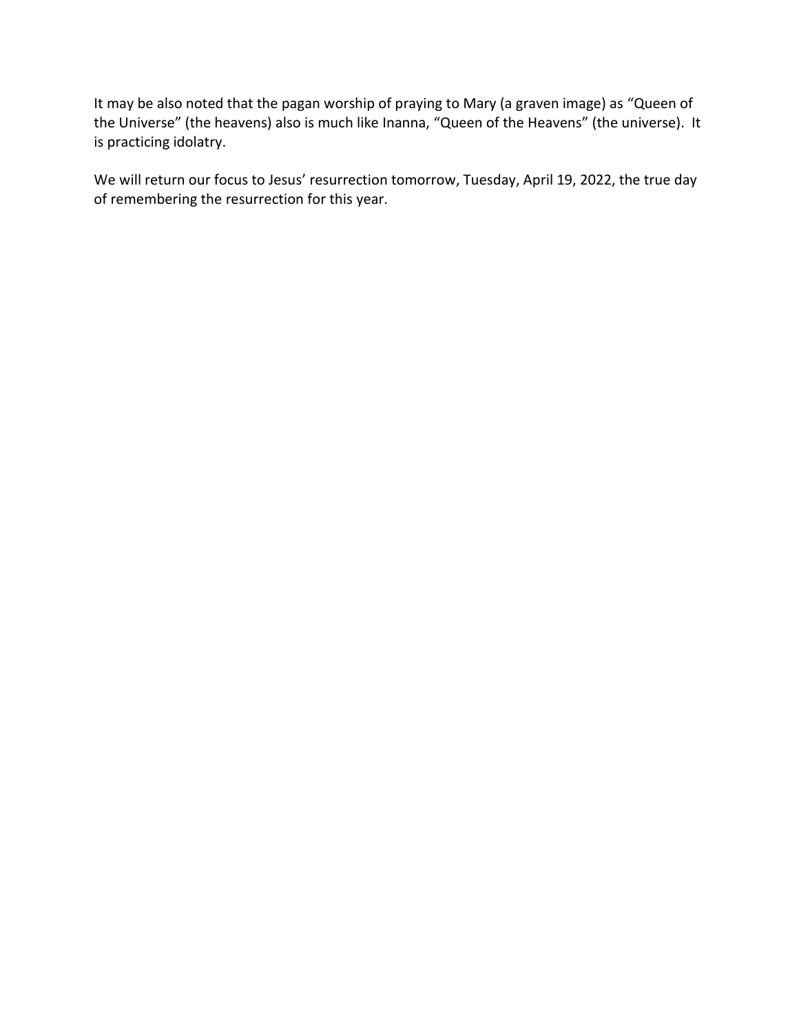It may be also noted that the pagan worship of praying to Mary (a graven image) as "Queen of the Universe" (the heavens) also is much like Inanna, "Queen of the Heavens" (the universe). It is practicing idolatry.

We will return our focus to Jesus' resurrection tomorrow, Tuesday, April 19, 2022, the true day of remembering the resurrection for this year.